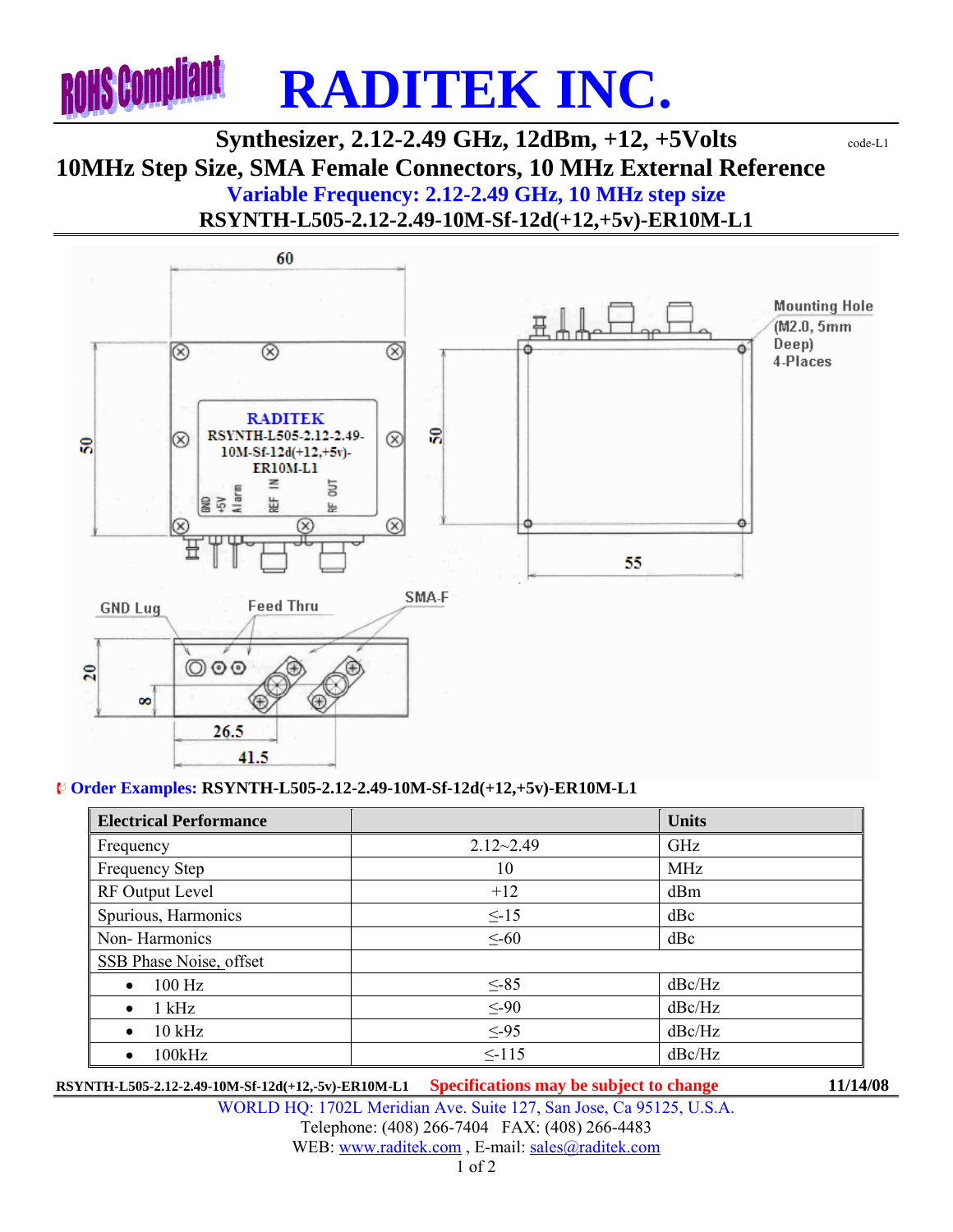RoHS Compliant

# RADITEK INC.

## Synthesizer, 2.12-2.49 GHz, 12dBm, +12, +5Volts

code-L1

## 10MHz Step Size, SMA Female Connectors, 10 MHz External Reference

### Variable Frequency: 2.12-2.49 GHz, 10 MHz step size

### RSYNTH-L505-2.12-2.49-10M-Sf-12d(+12,+5v)-ER10M-L1

60

50

RADITEK
RSYNTH-L505-2.12-2.49-10M-Sf-12d(+12,+5v)-ER10M-L1

GND +5V Alarm REF IN RF OUT

50

55

Mounting Hole (M2.0, 5mm Deep) 4-Places

GND Lug

Feed Thru

SMA-F

20

8

26.5

41.5

**Order Examples: RSYNTH-L505-2.12-2.49-10M-Sf-12d(+12,+5v)-ER10M-L1**

| Electrical Performance | | Units |
|---|---|---|
| Frequency | 2.12~2.49 | GHz |
| Frequency Step | 10 | MHz |
| RF Output Level | +12 | dBm |
| Spurious, Harmonics | ≤-15 | dBc |
| Non- Harmonics | ≤-60 | dBc |
| SSB Phase Noise, offset | | |
| • 100 Hz | ≤-85 | dBc/Hz |
| • 1 kHz | ≤-90 | dBc/Hz |
| • 10 kHz | ≤-95 | dBc/Hz |
| • 100kHz | ≤-115 | dBc/Hz |

RSYNTH-L505-2.12-2.49-10M-Sf-12d(+12,-5v)-ER10M-L1 Specifications may be subject to change 11/14/08

WORLD HQ: 1702L Meridian Ave. Suite 127, San Jose, Ca 95125, U.S.A.
Telephone: (408) 266-7404 FAX: (408) 266-4483
WEB: www.raditek.com , E-mail: sales@raditek.com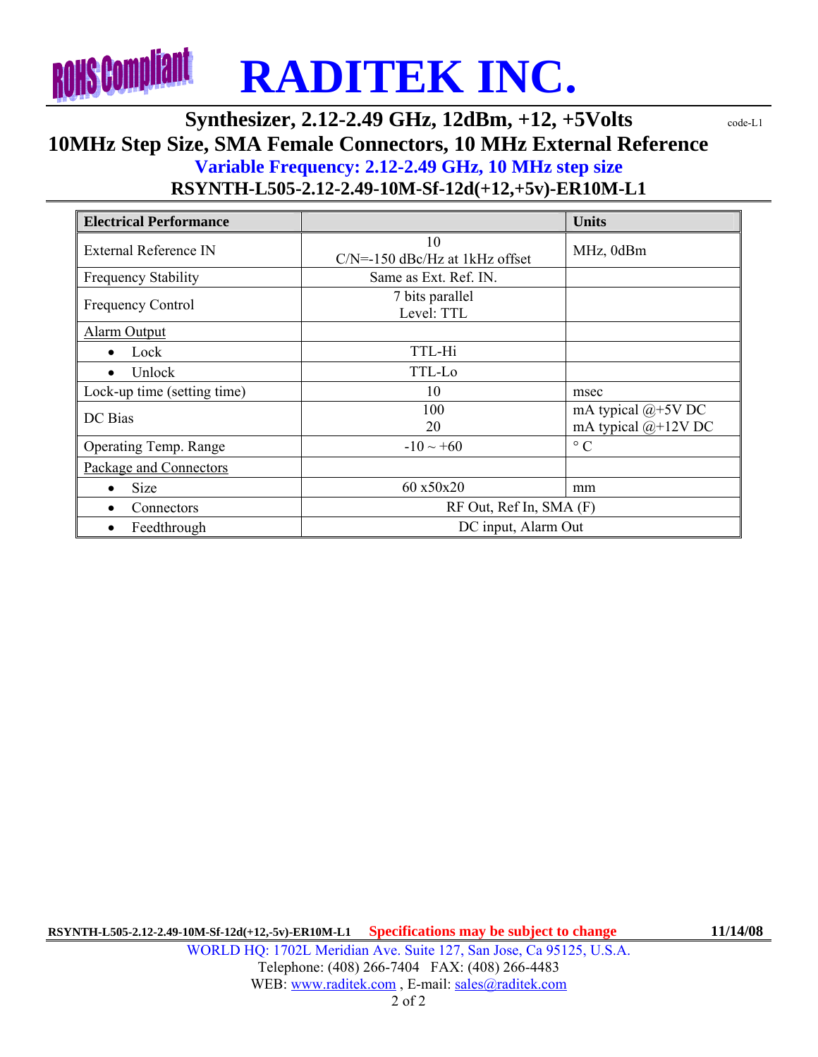ROHS Compliant

# RADITEK INC.

## Synthesizer, 2.12-2.49 GHz, 12dBm, +12, +5Volts

code-L1

## 10MHz Step Size, SMA Female Connectors, 10 MHz External Reference

### Variable Frequency: 2.12-2.49 GHz, 10 MHz step size

### RSYNTH-L505-2.12-2.49-10M-Sf-12d(+12,+5v)-ER10M-L1

| Electrical Performance | | Units |
|---|---|---|
| External Reference IN | 10<br>C/N=-150 dBc/Hz at 1kHz offset | MHz, 0dBm |
| Frequency Stability | Same as Ext. Ref. IN. | |
| Frequency Control | 7 bits parallel<br>Level: TTL | |
| Alarm Output | | |
| • Lock | TTL-Hi | |
| • Unlock | TTL-Lo | |
| Lock-up time (setting time) | 10 | msec |
| DC Bias | 100<br>20 | mA typical @+5V DC<br>mA typical @+12V DC |
| Operating Temp. Range | -10 ~ +60 | ° C |
| Package and Connectors | | |
| • Size | 60 x50x20 | mm |
| • Connectors | RF Out, Ref In, SMA (F) | |
| • Feedthrough | DC input, Alarm Out | |

RSYNTH-L505-2.12-2.49-10M-Sf-12d(+12,-5v)-ER10M-L1 **Specifications may be subject to change** **11/14/08**

WORLD HQ: 1702L Meridian Ave. Suite 127, San Jose, Ca 95125, U.S.A.
Telephone: (408) 266-7404 FAX: (408) 266-4483
WEB: www.raditek.com , E-mail: sales@raditek.com